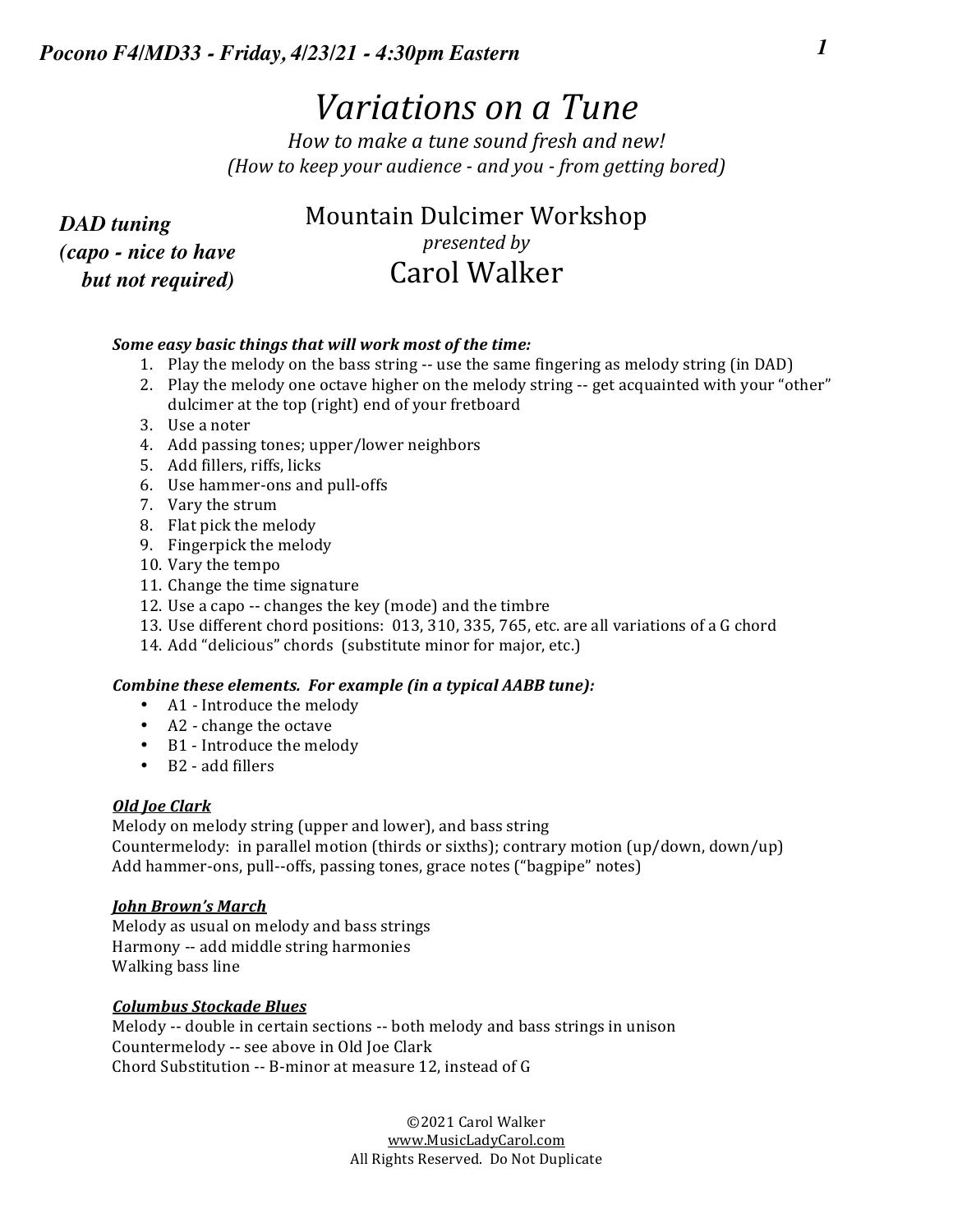*Pocono F4/MD33 - Friday, 4/23/21 - 4:30pm Eastern*

# *Variations on a Tune*

*How to make a tune sound fresh and new!*
*(How to keep your audience - and you - from getting bored)*

***DAD tuning***
***(capo - nice to have but not required)***

Mountain Dulcimer Workshop
*presented by*
Carol Walker

***Some easy basic things that will work most of the time:***

1. Play the melody on the bass string -- use the same fingering as melody string (in DAD)
2. Play the melody one octave higher on the melody string -- get acquainted with your "other" dulcimer at the top (right) end of your fretboard
3. Use a noter
4. Add passing tones; upper/lower neighbors
5. Add fillers, riffs, licks
6. Use hammer-ons and pull-offs
7. Vary the strum
8. Flat pick the melody
9. Fingerpick the melody
10. Vary the tempo
11. Change the time signature
12. Use a capo -- changes the key (mode) and the timbre
13. Use different chord positions: 013, 310, 335, 765, etc. are all variations of a G chord
14. Add "delicious" chords (substitute minor for major, etc.)

***Combine these elements. For example (in a typical AABB tune):***

- A1 - Introduce the melody
- A2 - change the octave
- B1 - Introduce the melody
- B2 - add fillers

***Old Joe Clark***

Melody on melody string (upper and lower), and bass string
Countermelody: in parallel motion (thirds or sixths); contrary motion (up/down, down/up)
Add hammer-ons, pull--offs, passing tones, grace notes ("bagpipe" notes)

***John Brown's March***

Melody as usual on melody and bass strings
Harmony -- add middle string harmonies
Walking bass line

***Columbus Stockade Blues***

Melody -- double in certain sections -- both melody and bass strings in unison
Countermelody -- see above in Old Joe Clark
Chord Substitution -- B-minor at measure 12, instead of G

©2021 Carol Walker
www.MusicLadyCarol.com
All Rights Reserved. Do Not Duplicate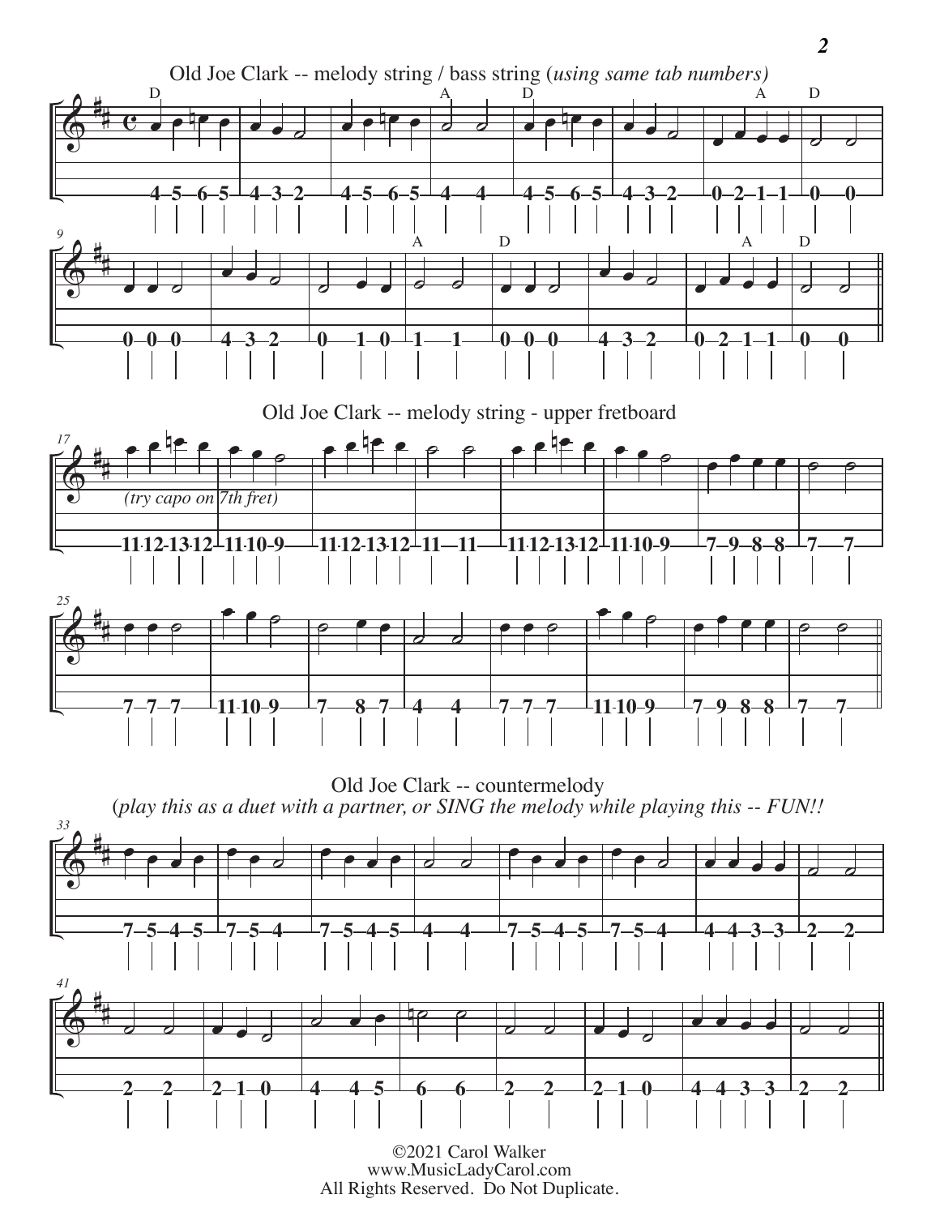### Old Joe Clark -- melody string / bass string (*using same tab numbers)*

D, A, D, A, D

4–5–6–5 | 4–3–2 | 4–5–6–5 | 4–4 | 4–5–6–5 | 4–3–2 | 0–2–1–1 | 0–0

A, D, A, D

0–0–0 | 4–3–2 | 0–1–0 | 1–1 | 0–0–0 | 4–3–2 | 0–2–1–1 | 0–0

### Old Joe Clark -- melody string - upper fretboard

*(try capo on 7th fret)*

11·12·13·12 | 11·10–9 | 11·12·13·12 | 11–11 | 11·12·13·12 | 11·10–9 | 7–9–8–8 | 7–7

7–7–7 | 11·10–9 | 7–8–7 | 4–4 | 7–7–7 | 11·10–9 | 7–9–8–8 | 7–7

### Old Joe Clark -- countermelody

(*play this as a duet with a partner, or SING the melody while playing this -- FUN!!*

7–5–4–5 | 7–5–4 | 7–5–4–5 | 4–4 | 7–5–4–5 | 7–5–4 | 4–4–3–3 | 2–2

2–2 | 2–1–0 | 4–4–5 | 6–6 | 2–2 | 2–1–0 | 4–4–3–3 | 2–2

©2021 Carol Walker
www.MusicLadyCarol.com
All Rights Reserved. Do Not Duplicate.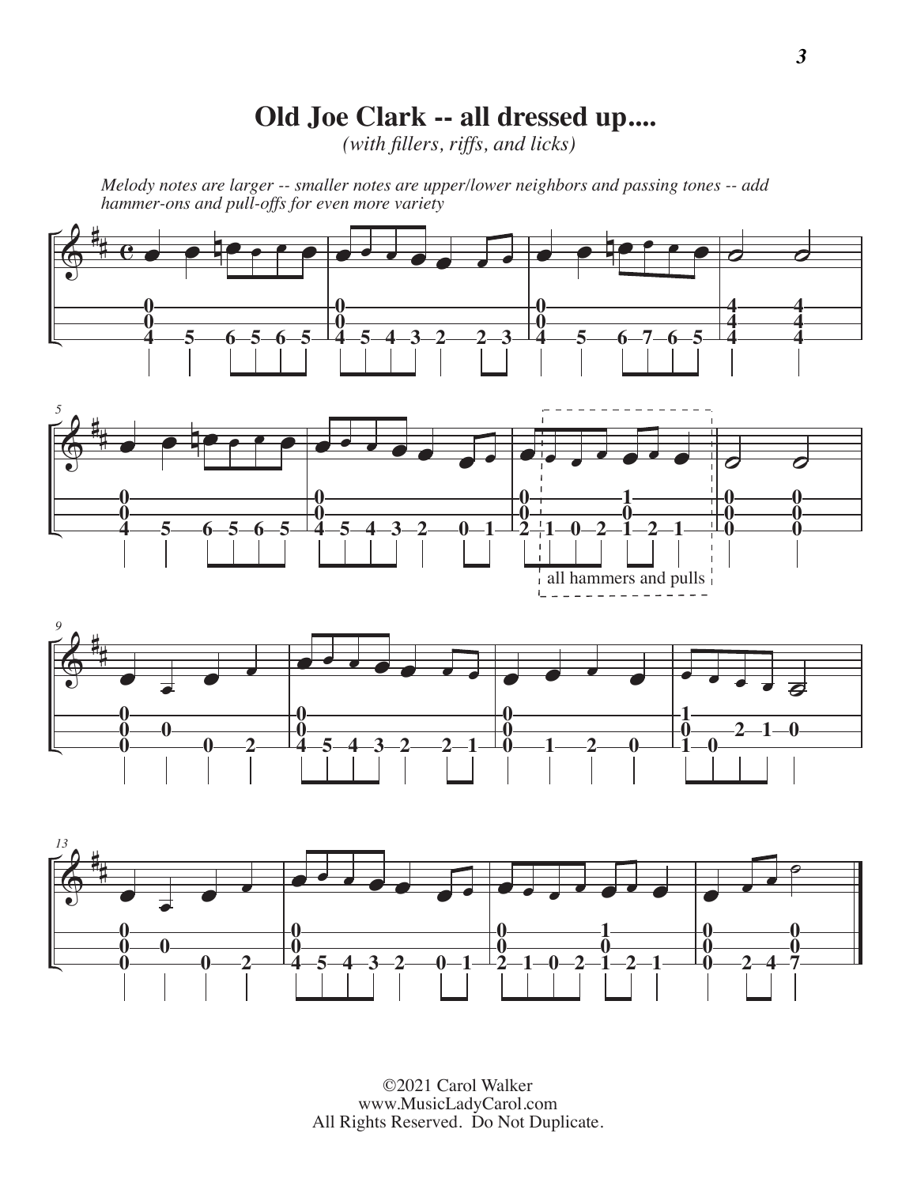# Old Joe Clark -- all dressed up....

*(with fillers, riffs, and licks)*

*Melody notes are larger -- smaller notes are upper/lower neighbors and passing tones -- add hammer-ons and pull-offs for even more variety*

all hammers and pulls

©2021 Carol Walker
www.MusicLadyCarol.com
All Rights Reserved. Do Not Duplicate.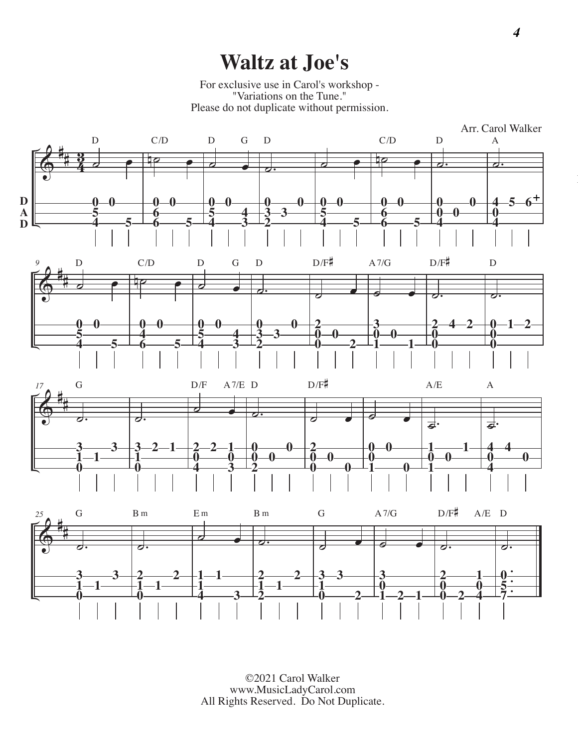# Waltz at Joe's

For exclusive use in Carol's workshop - "Variations on the Tune." Please do not duplicate without permission.

Arr. Carol Walker

©2021 Carol Walker
www.MusicLadyCarol.com
All Rights Reserved. Do Not Duplicate.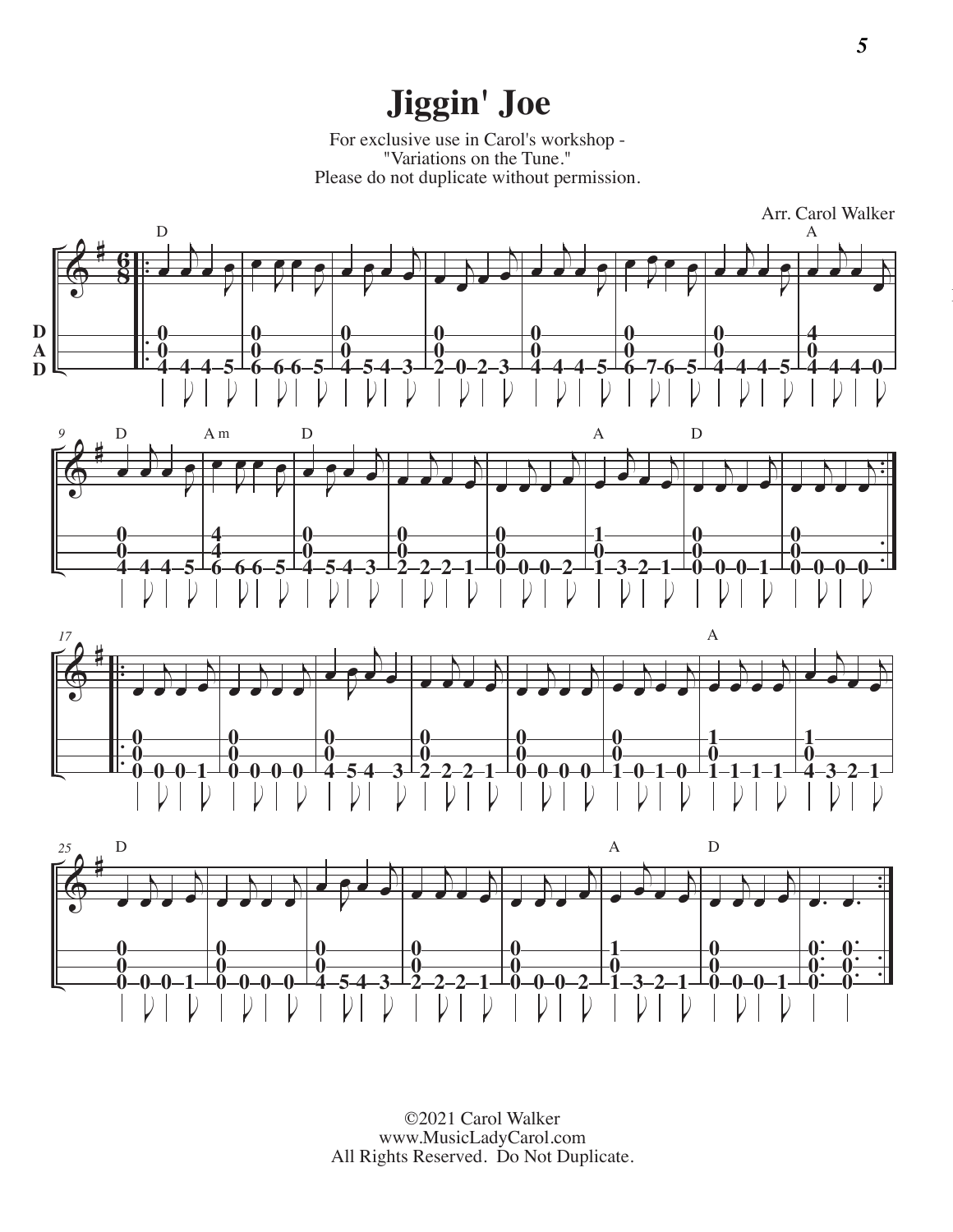# Jiggin' Joe

For exclusive use in Carol's workshop - "Variations on the Tune." Please do not duplicate without permission.

Arr. Carol Walker

©2021 Carol Walker
www.MusicLadyCarol.com
All Rights Reserved. Do Not Duplicate.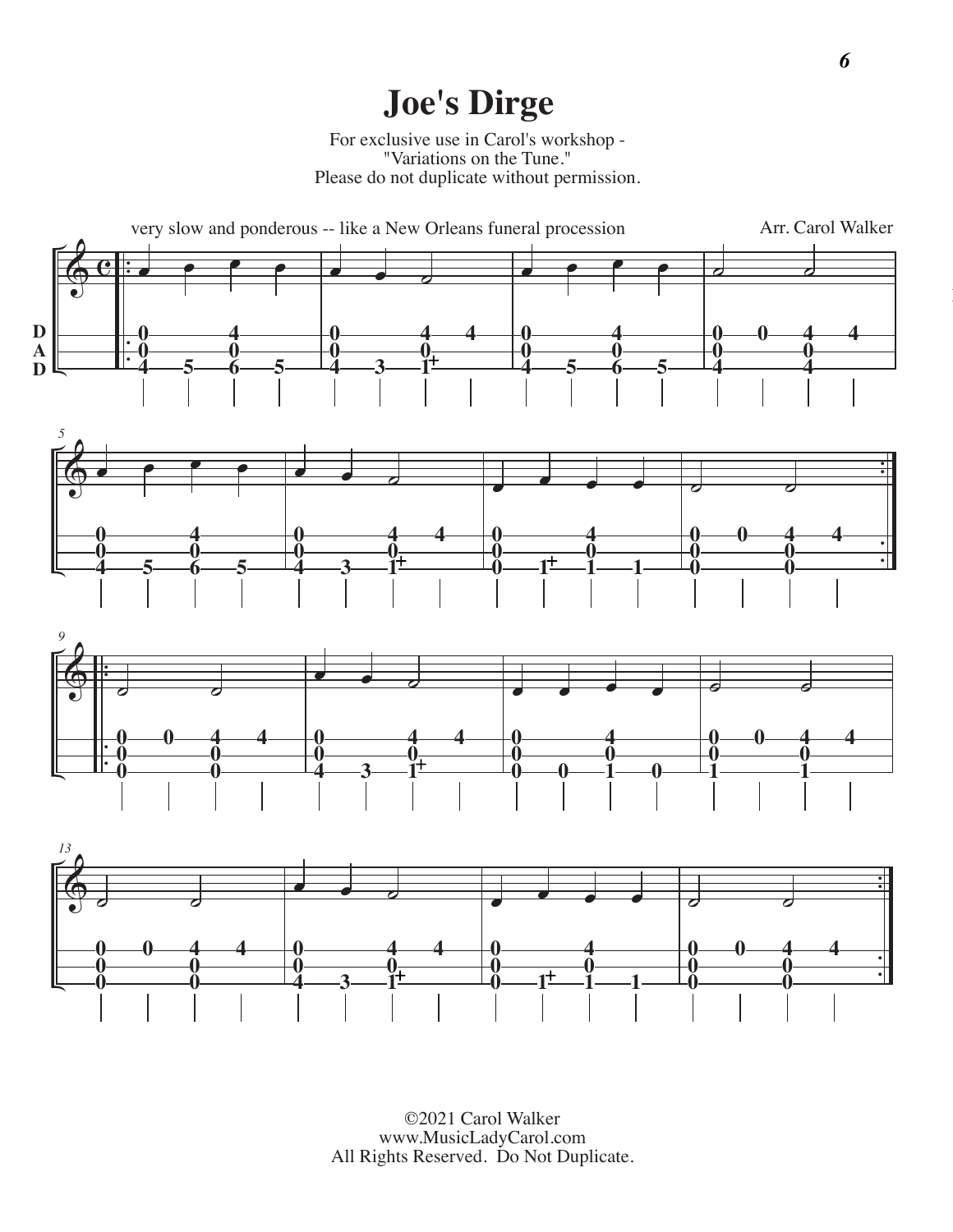# Joe's Dirge

For exclusive use in Carol's workshop - "Variations on the Tune." Please do not duplicate without permission.

very slow and ponderous -- like a New Orleans funeral procession

Arr. Carol Walker

©2021 Carol Walker
www.MusicLadyCarol.com
All Rights Reserved. Do Not Duplicate.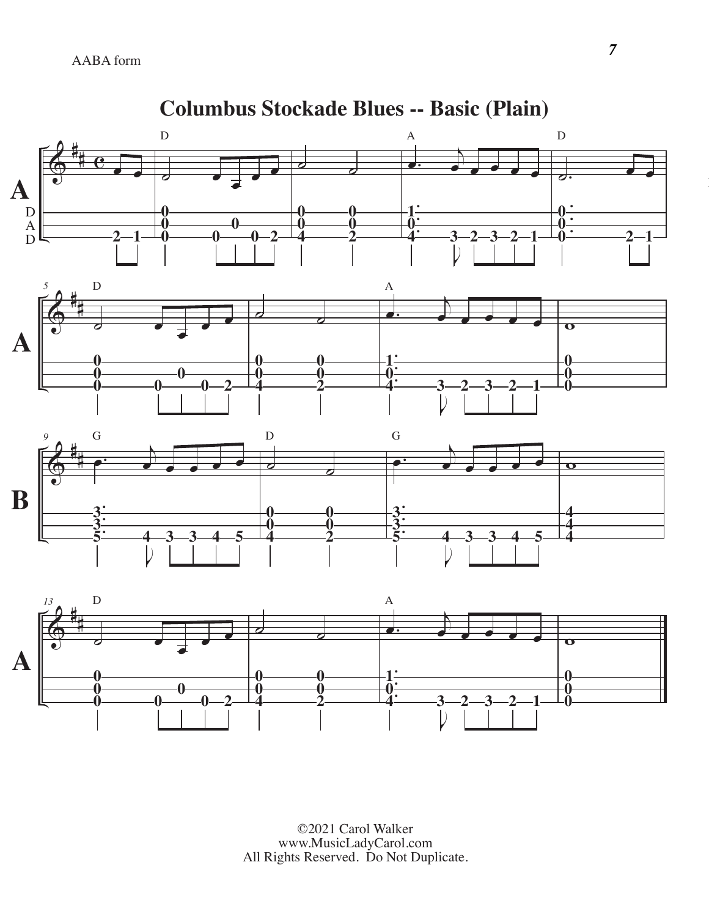AABA form

# Columbus Stockade Blues -- Basic (Plain)

©2021 Carol Walker
www.MusicLadyCarol.com
All Rights Reserved. Do Not Duplicate.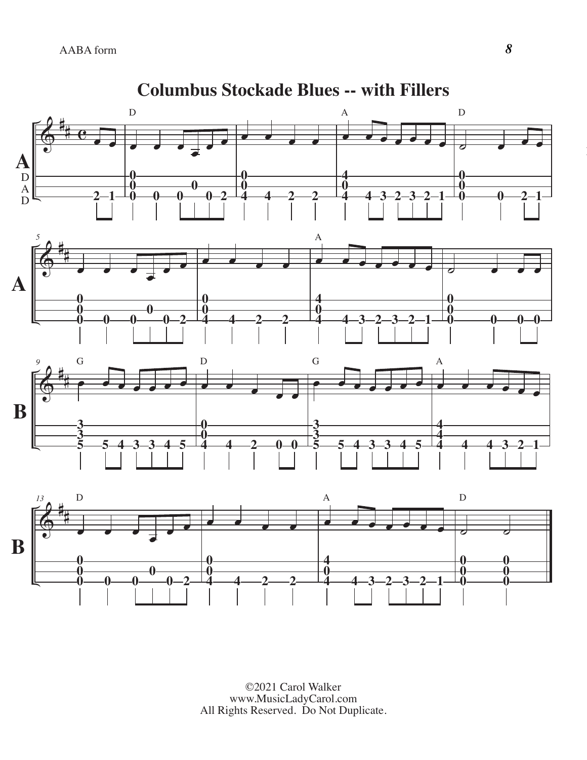AABA form

# Columbus Stockade Blues -- with Fillers

©2021 Carol Walker
www.MusicLadyCarol.com
All Rights Reserved. Do Not Duplicate.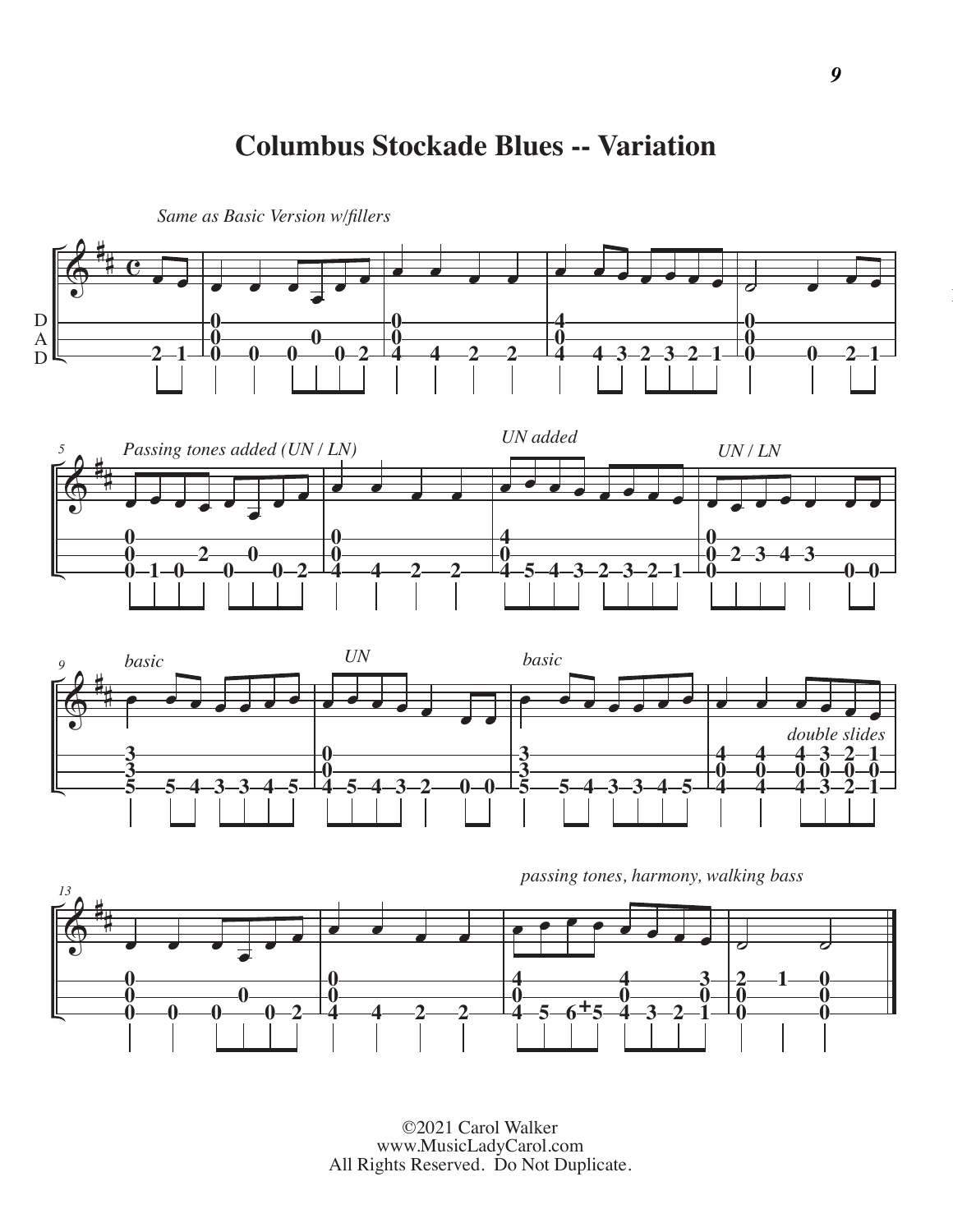# Columbus Stockade Blues -- Variation

*Same as Basic Version w/fillers*

*Passing tones added (UN / LN)*

*UN added*

*UN / LN*

*basic*

*UN*

*basic*

*double slides*

*passing tones, harmony, walking bass*

©2021 Carol Walker
www.MusicLadyCarol.com
All Rights Reserved. Do Not Duplicate.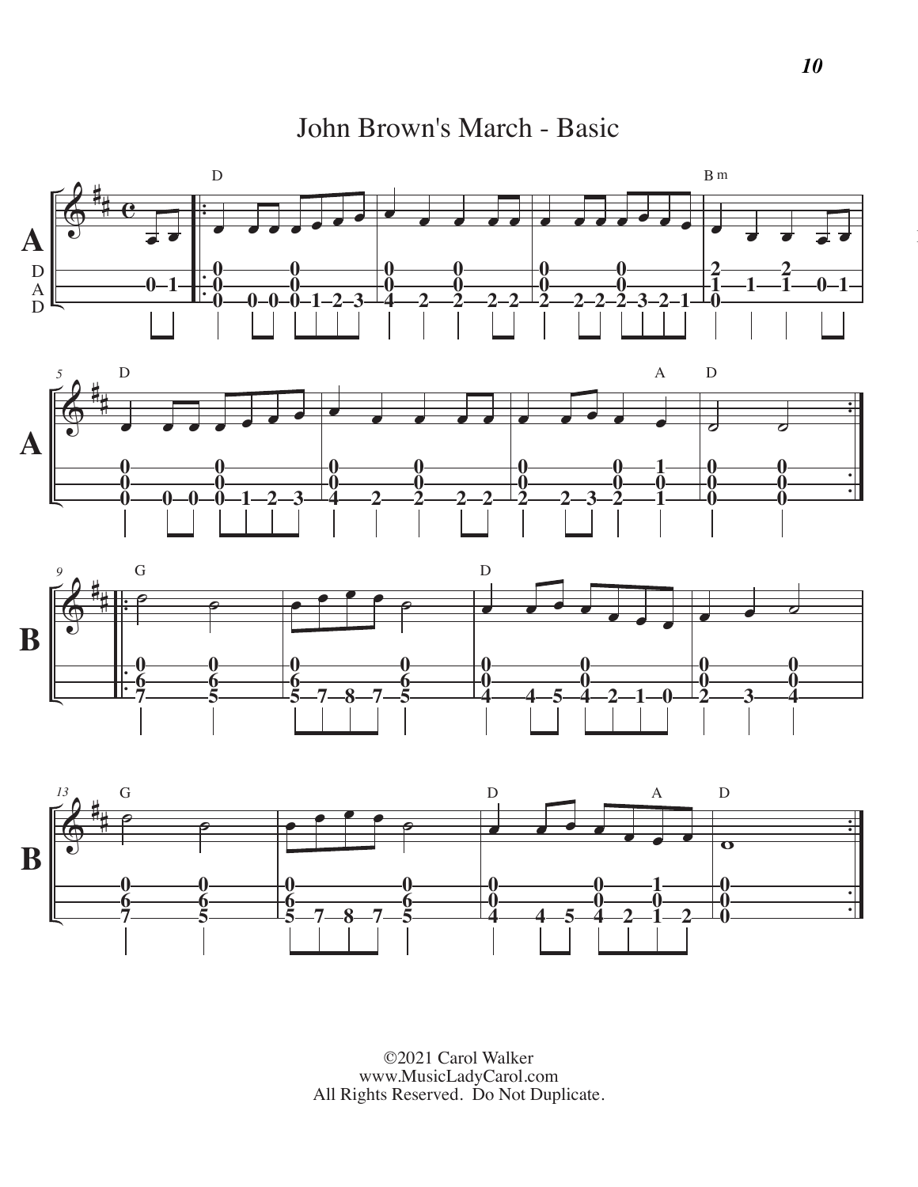# John Brown's March - Basic

©2021 Carol Walker
www.MusicLadyCarol.com
All Rights Reserved. Do Not Duplicate.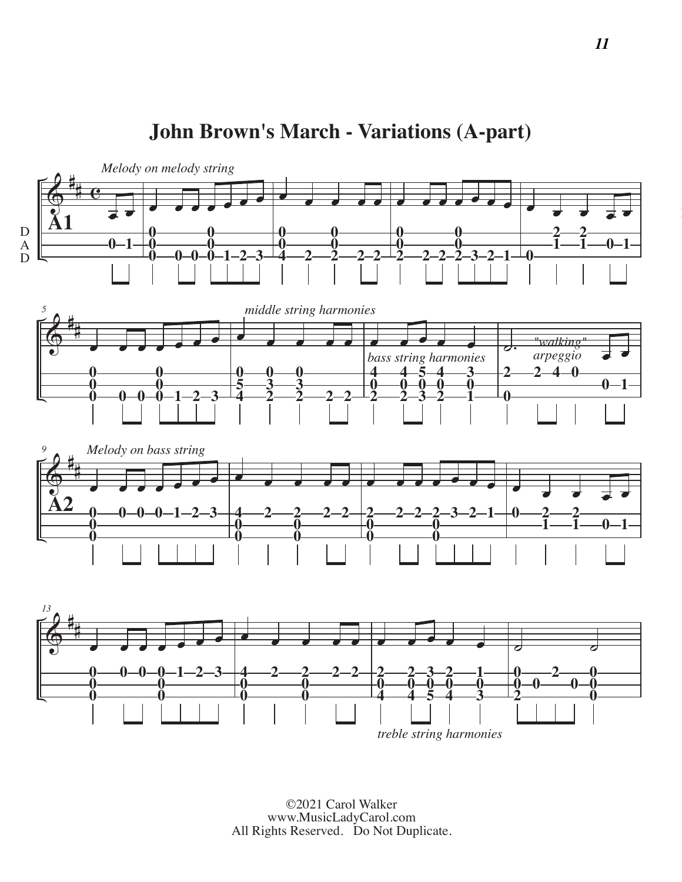# John Brown's March - Variations (A-part)

*Melody on melody string*

A1

D
A
D

*middle string harmonies*

*bass string harmonies*

*"walking" arpeggio*

*Melody on bass string*

A2

*treble string harmonies*

©2021 Carol Walker
www.MusicLadyCarol.com
All Rights Reserved. Do Not Duplicate.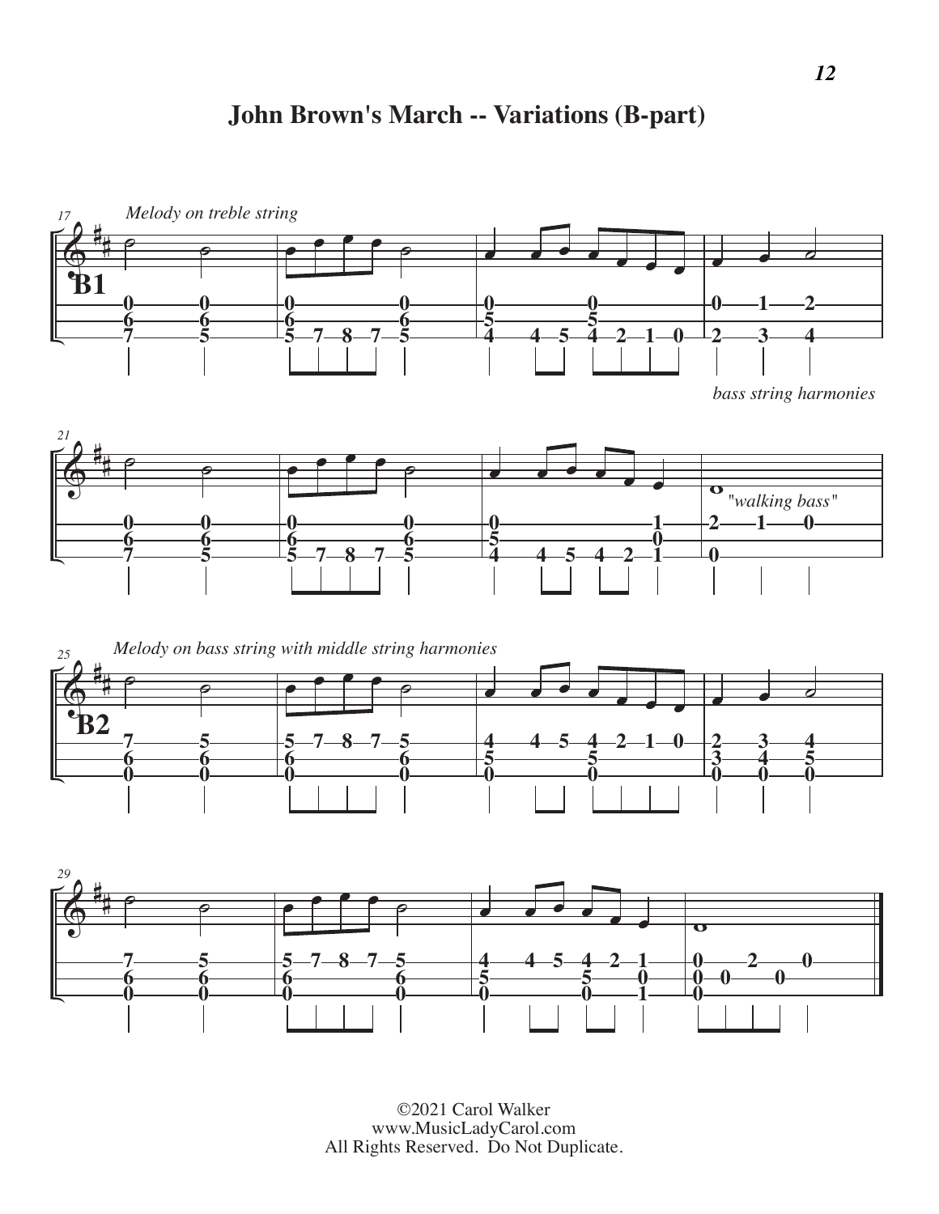# John Brown's March -- Variations (B-part)

*Melody on treble string*

B1

*bass string harmonies*

*"walking bass"*

*Melody on bass string with middle string harmonies*

B2

©2021 Carol Walker
www.MusicLadyCarol.com
All Rights Reserved. Do Not Duplicate.